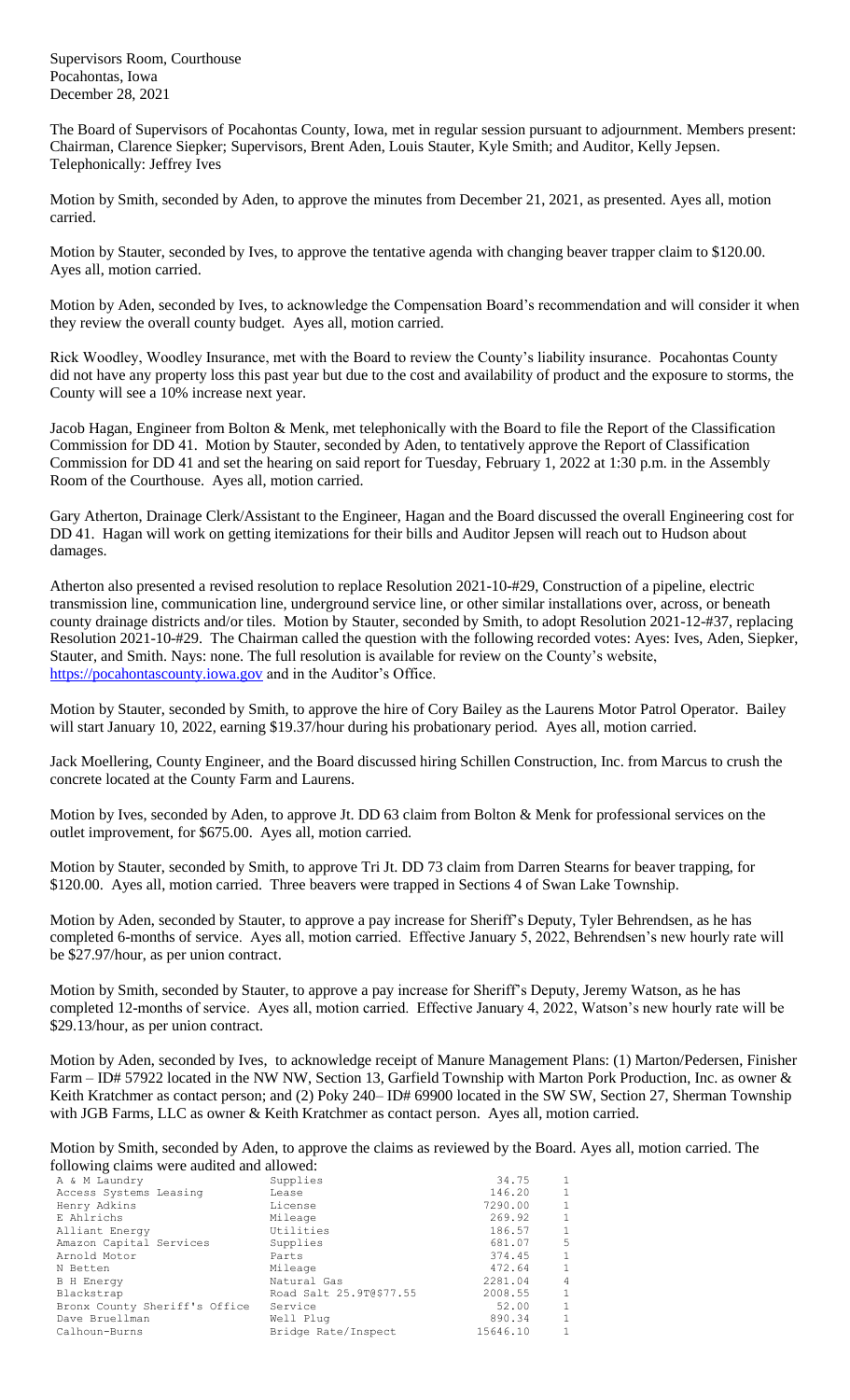Supervisors Room, Courthouse
Pocahontas, Iowa
December 28, 2021

The Board of Supervisors of Pocahontas County, Iowa, met in regular session pursuant to adjournment. Members present: Chairman, Clarence Siepker; Supervisors, Brent Aden, Louis Stauter, Kyle Smith; and Auditor, Kelly Jepsen. Telephonically: Jeffrey Ives

Motion by Smith, seconded by Aden, to approve the minutes from December 21, 2021, as presented. Ayes all, motion carried.

Motion by Stauter, seconded by Ives, to approve the tentative agenda with changing beaver trapper claim to $120.00. Ayes all, motion carried.

Motion by Aden, seconded by Ives, to acknowledge the Compensation Board's recommendation and will consider it when they review the overall county budget. Ayes all, motion carried.

Rick Woodley, Woodley Insurance, met with the Board to review the County's liability insurance. Pocahontas County did not have any property loss this past year but due to the cost and availability of product and the exposure to storms, the County will see a 10% increase next year.

Jacob Hagan, Engineer from Bolton & Menk, met telephonically with the Board to file the Report of the Classification Commission for DD 41. Motion by Stauter, seconded by Aden, to tentatively approve the Report of Classification Commission for DD 41 and set the hearing on said report for Tuesday, February 1, 2022 at 1:30 p.m. in the Assembly Room of the Courthouse. Ayes all, motion carried.

Gary Atherton, Drainage Clerk/Assistant to the Engineer, Hagan and the Board discussed the overall Engineering cost for DD 41. Hagan will work on getting itemizations for their bills and Auditor Jepsen will reach out to Hudson about damages.

Atherton also presented a revised resolution to replace Resolution 2021-10-#29, Construction of a pipeline, electric transmission line, communication line, underground service line, or other similar installations over, across, or beneath county drainage districts and/or tiles. Motion by Stauter, seconded by Smith, to adopt Resolution 2021-12-#37, replacing Resolution 2021-10-#29. The Chairman called the question with the following recorded votes: Ayes: Ives, Aden, Siepker, Stauter, and Smith. Nays: none. The full resolution is available for review on the County's website, https://pocahontascounty.iowa.gov and in the Auditor's Office.

Motion by Stauter, seconded by Smith, to approve the hire of Cory Bailey as the Laurens Motor Patrol Operator. Bailey will start January 10, 2022, earning $19.37/hour during his probationary period. Ayes all, motion carried.

Jack Moellering, County Engineer, and the Board discussed hiring Schillen Construction, Inc. from Marcus to crush the concrete located at the County Farm and Laurens.

Motion by Ives, seconded by Aden, to approve Jt. DD 63 claim from Bolton & Menk for professional services on the outlet improvement, for $675.00. Ayes all, motion carried.

Motion by Stauter, seconded by Smith, to approve Tri Jt. DD 73 claim from Darren Stearns for beaver trapping, for $120.00. Ayes all, motion carried. Three beavers were trapped in Sections 4 of Swan Lake Township.

Motion by Aden, seconded by Stauter, to approve a pay increase for Sheriff's Deputy, Tyler Behrendsen, as he has completed 6-months of service. Ayes all, motion carried. Effective January 5, 2022, Behrendsen's new hourly rate will be $27.97/hour, as per union contract.

Motion by Smith, seconded by Stauter, to approve a pay increase for Sheriff's Deputy, Jeremy Watson, as he has completed 12-months of service. Ayes all, motion carried. Effective January 4, 2022, Watson's new hourly rate will be $29.13/hour, as per union contract.

Motion by Aden, seconded by Ives, to acknowledge receipt of Manure Management Plans: (1) Marton/Pedersen, Finisher Farm – ID# 57922 located in the NW NW, Section 13, Garfield Township with Marton Pork Production, Inc. as owner & Keith Kratchmer as contact person; and (2) Poky 240– ID# 69900 located in the SW SW, Section 27, Sherman Township with JGB Farms, LLC as owner & Keith Kratchmer as contact person. Ayes all, motion carried.

Motion by Smith, seconded by Aden, to approve the claims as reviewed by the Board. Ayes all, motion carried. The following claims were audited and allowed:

| | | | |
|---|---|---|---|
| A & M Laundry | Supplies | 34.75 | 1 |
| Access Systems Leasing | Lease | 146.20 | 1 |
| Henry Adkins | License | 7290.00 | 1 |
| E Ahlrichs | Mileage | 269.92 | 1 |
| Alliant Energy | Utilities | 186.57 | 1 |
| Amazon Capital Services | Supplies | 681.07 | 5 |
| Arnold Motor | Parts | 374.45 | 1 |
| N Betten | Mileage | 472.64 | 1 |
| B H Energy | Natural Gas | 2281.04 | 4 |
| Blackstrap | Road Salt 25.9T@$77.55 | 2008.55 | 1 |
| Bronx County Sheriff's Office | Service | 52.00 | 1 |
| Dave Bruellman | Well Plug | 890.34 | 1 |
| Calhoun-Burns | Bridge Rate/Inspect | 15646.10 | 1 |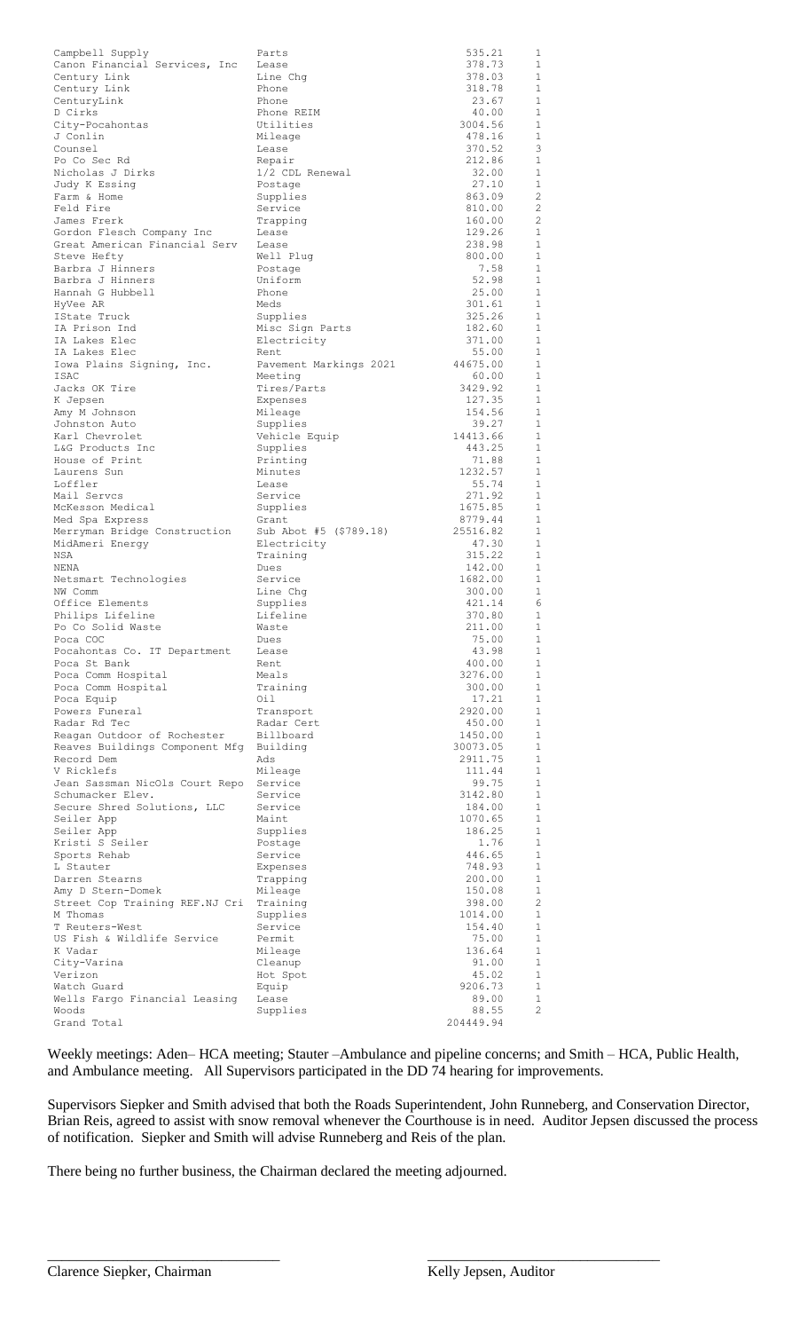| | | | |
|---|---|---|---|
| Campbell Supply | Parts | 535.21 | 1 |
| Canon Financial Services, Inc | Lease | 378.73 | 1 |
| Century Link | Line Chg | 378.03 | 1 |
| Century Link | Phone | 318.78 | 1 |
| CenturyLink | Phone | 23.67 | 1 |
| D Cirks | Phone REIM | 40.00 | 1 |
| City-Pocahontas | Utilities | 3004.56 | 1 |
| J Conlin | Mileage | 478.16 | 1 |
| Counsel | Lease | 370.52 | 3 |
| Po Co Sec Rd | Repair | 212.86 | 1 |
| Nicholas J Dirks | 1/2 CDL Renewal | 32.00 | 1 |
| Judy K Essing | Postage | 27.10 | 1 |
| Farm & Home | Supplies | 863.09 | 2 |
| Feld Fire | Service | 810.00 | 2 |
| James Frerk | Trapping | 160.00 | 2 |
| Gordon Flesch Company Inc | Lease | 129.26 | 1 |
| Great American Financial Serv | Lease | 238.98 | 1 |
| Steve Hefty | Well Plug | 800.00 | 1 |
| Barbra J Hinners | Postage | 7.58 | 1 |
| Barbra J Hinners | Uniform | 52.98 | 1 |
| Hannah G Hubbell | Phone | 25.00 | 1 |
| HyVee AR | Meds | 301.61 | 1 |
| IState Truck | Supplies | 325.26 | 1 |
| IA Prison Ind | Misc Sign Parts | 182.60 | 1 |
| IA Lakes Elec | Electricity | 371.00 | 1 |
| IA Lakes Elec | Rent | 55.00 | 1 |
| Iowa Plains Signing, Inc. | Pavement Markings 2021 | 44675.00 | 1 |
| ISAC | Meeting | 60.00 | 1 |
| Jacks OK Tire | Tires/Parts | 3429.92 | 1 |
| K Jepsen | Expenses | 127.35 | 1 |
| Amy M Johnson | Mileage | 154.56 | 1 |
| Johnston Auto | Supplies | 39.27 | 1 |
| Karl Chevrolet | Vehicle Equip | 14413.66 | 1 |
| L&G Products Inc | Supplies | 443.25 | 1 |
| House of Print | Printing | 71.88 | 1 |
| Laurens Sun | Minutes | 1232.57 | 1 |
| Loffler | Lease | 55.74 | 1 |
| Mail Servcs | Service | 271.92 | 1 |
| McKesson Medical | Supplies | 1675.85 | 1 |
| Med Spa Express | Grant | 8779.44 | 1 |
| Merryman Bridge Construction | Sub Abot #5 ($789.18) | 25516.82 | 1 |
| MidAmeri Energy | Electricity | 47.30 | 1 |
| NSA | Training | 315.22 | 1 |
| NENA | Dues | 142.00 | 1 |
| Netsmart Technologies | Service | 1682.00 | 1 |
| NW Comm | Line Chg | 300.00 | 1 |
| Office Elements | Supplies | 421.14 | 6 |
| Philips Lifeline | Lifeline | 370.80 | 1 |
| Po Co Solid Waste | Waste | 211.00 | 1 |
| Poca COC | Dues | 75.00 | 1 |
| Pocahontas Co. IT Department | Lease | 43.98 | 1 |
| Poca St Bank | Rent | 400.00 | 1 |
| Poca Comm Hospital | Meals | 3276.00 | 1 |
| Poca Comm Hospital | Training | 300.00 | 1 |
| Poca Equip | Oil | 17.21 | 1 |
| Powers Funeral | Transport | 2920.00 | 1 |
| Radar Rd Tec | Radar Cert | 450.00 | 1 |
| Reagan Outdoor of Rochester | Billboard | 1450.00 | 1 |
| Reaves Buildings Component Mfg | Building | 30073.05 | 1 |
| Record Dem | Ads | 2911.75 | 1 |
| V Ricklefs | Mileage | 111.44 | 1 |
| Jean Sassman NicOls Court Repo | Service | 99.75 | 1 |
| Schumacker Elev. | Service | 3142.80 | 1 |
| Secure Shred Solutions, LLC | Service | 184.00 | 1 |
| Seiler App | Maint | 1070.65 | 1 |
| Seiler App | Supplies | 186.25 | 1 |
| Kristi S Seiler | Postage | 1.76 | 1 |
| Sports Rehab | Service | 446.65 | 1 |
| L Stauter | Expenses | 748.93 | 1 |
| Darren Stearns | Trapping | 200.00 | 1 |
| Amy D Stern-Domek | Mileage | 150.08 | 1 |
| Street Cop Training REF.NJ Cri | Training | 398.00 | 2 |
| M Thomas | Supplies | 1014.00 | 1 |
| T Reuters-West | Service | 154.40 | 1 |
| US Fish & Wildlife Service | Permit | 75.00 | 1 |
| K Vadar | Mileage | 136.64 | 1 |
| City-Varina | Cleanup | 91.00 | 1 |
| Verizon | Hot Spot | 45.02 | 1 |
| Watch Guard | Equip | 9206.73 | 1 |
| Wells Fargo Financial Leasing | Lease | 89.00 | 1 |
| Woods | Supplies | 88.55 | 2 |
| Grand Total | | 204449.94 | |

Weekly meetings: Aden– HCA meeting; Stauter –Ambulance and pipeline concerns; and Smith – HCA, Public Health, and Ambulance meeting. All Supervisors participated in the DD 74 hearing for improvements.

Supervisors Siepker and Smith advised that both the Roads Superintendent, John Runneberg, and Conservation Director, Brian Reis, agreed to assist with snow removal whenever the Courthouse is in need. Auditor Jepsen discussed the process of notification. Siepker and Smith will advise Runneberg and Reis of the plan.

There being no further business, the Chairman declared the meeting adjourned.

\_\_\_\_\_\_\_\_\_\_\_\_\_\_\_\_\_\_\_\_\_\_\_\_\_\_\_\_\_\_ \_\_\_\_\_\_\_\_\_\_\_\_\_\_\_\_\_\_\_\_\_\_\_\_\_\_\_\_\_\_

Clarence Siepker, Chairman Kelly Jepsen, Auditor